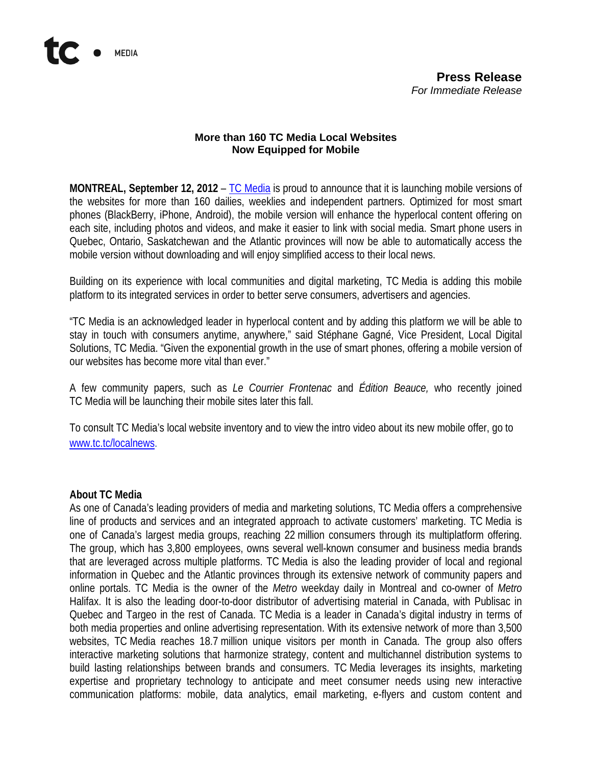tc • MEDIA

**Press Release**
*For Immediate Release*

## More than 160 TC Media Local Websites Now Equipped for Mobile

**MONTREAL, September 12, 2012** – [TC Media](TC Media) is proud to announce that it is launching mobile versions of the websites for more than 160 dailies, weeklies and independent partners. Optimized for most smart phones (BlackBerry, iPhone, Android), the mobile version will enhance the hyperlocal content offering on each site, including photos and videos, and make it easier to link with social media. Smart phone users in Quebec, Ontario, Saskatchewan and the Atlantic provinces will now be able to automatically access the mobile version without downloading and will enjoy simplified access to their local news.

Building on its experience with local communities and digital marketing, TC Media is adding this mobile platform to its integrated services in order to better serve consumers, advertisers and agencies.

"TC Media is an acknowledged leader in hyperlocal content and by adding this platform we will be able to stay in touch with consumers anytime, anywhere," said Stéphane Gagné, Vice President, Local Digital Solutions, TC Media. "Given the exponential growth in the use of smart phones, offering a mobile version of our websites has become more vital than ever."

A few community papers, such as *Le Courrier Frontenac* and *Édition Beauce,* who recently joined TC Media will be launching their mobile sites later this fall.

To consult TC Media's local website inventory and to view the intro video about its new mobile offer, go to [www.tc.tc/localnews](www.tc.tc/localnews).

**About TC Media**

As one of Canada's leading providers of media and marketing solutions, TC Media offers a comprehensive line of products and services and an integrated approach to activate customers' marketing. TC Media is one of Canada's largest media groups, reaching 22 million consumers through its multiplatform offering. The group, which has 3,800 employees, owns several well-known consumer and business media brands that are leveraged across multiple platforms. TC Media is also the leading provider of local and regional information in Quebec and the Atlantic provinces through its extensive network of community papers and online portals. TC Media is the owner of the *Metro* weekday daily in Montreal and co-owner of *Metro* Halifax. It is also the leading door-to-door distributor of advertising material in Canada, with Publisac in Quebec and Targeo in the rest of Canada. TC Media is a leader in Canada's digital industry in terms of both media properties and online advertising representation. With its extensive network of more than 3,500 websites, TC Media reaches 18.7 million unique visitors per month in Canada. The group also offers interactive marketing solutions that harmonize strategy, content and multichannel distribution systems to build lasting relationships between brands and consumers. TC Media leverages its insights, marketing expertise and proprietary technology to anticipate and meet consumer needs using new interactive communication platforms: mobile, data analytics, email marketing, e-flyers and custom content and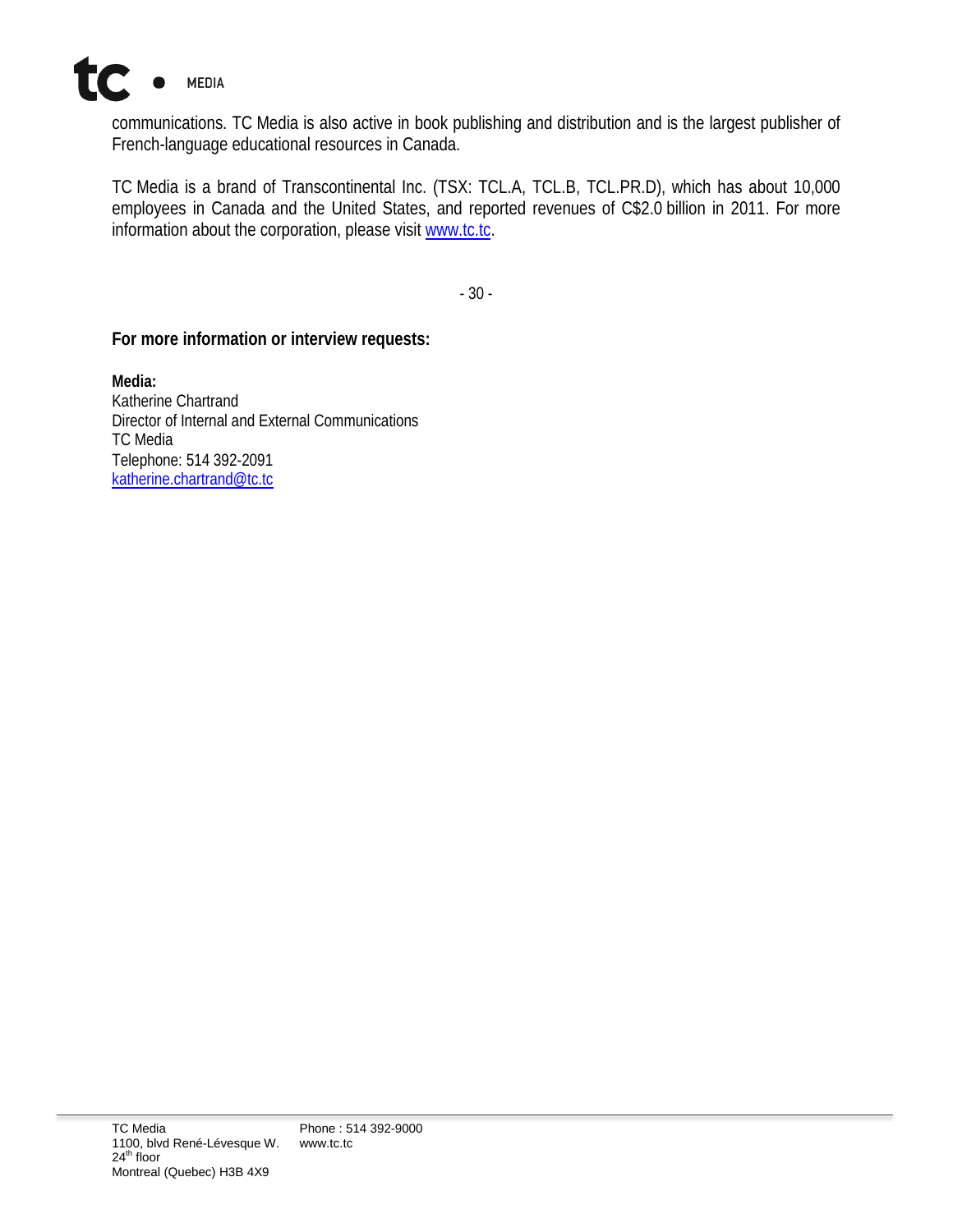communications. TC Media is also active in book publishing and distribution and is the largest publisher of French-language educational resources in Canada.

TC Media is a brand of Transcontinental Inc. (TSX: TCL.A, TCL.B, TCL.PR.D), which has about 10,000 employees in Canada and the United States, and reported revenues of C$2.0 billion in 2011. For more information about the corporation, please visit www.tc.tc.

- 30 -

**For more information or interview requests:**

**Media:**
Katherine Chartrand
Director of Internal and External Communications
TC Media
Telephone: 514 392-2091
katherine.chartrand@tc.tc